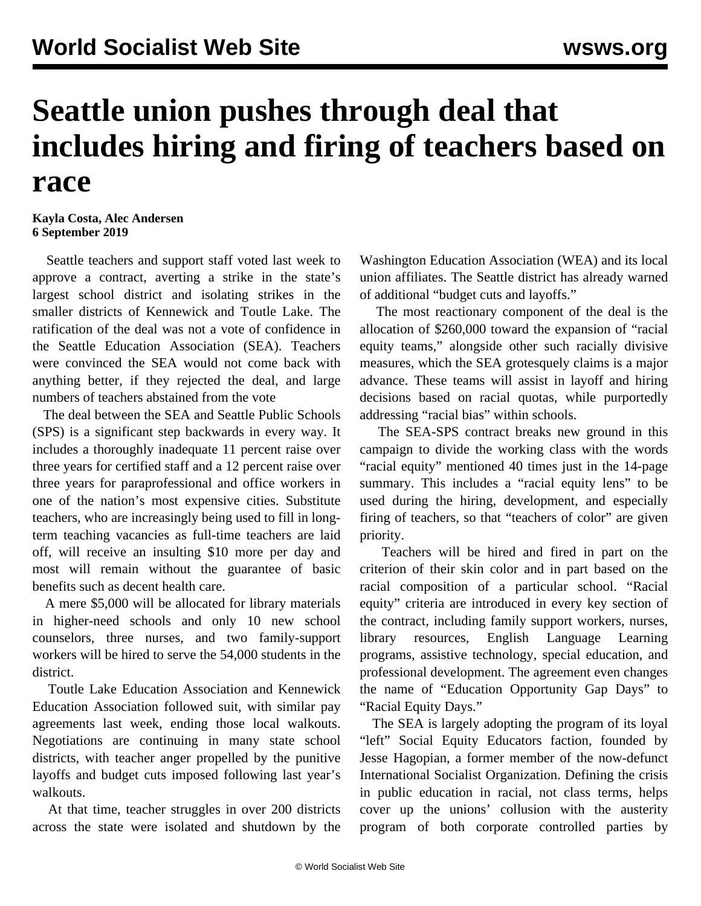# Seattle union pushes through deal that includes hiring and firing of teachers based on race

**Kayla Costa, Alec Andersen**
**6 September 2019**

Seattle teachers and support staff voted last week to approve a contract, averting a strike in the state's largest school district and isolating strikes in the smaller districts of Kennewick and Toutle Lake. The ratification of the deal was not a vote of confidence in the Seattle Education Association (SEA). Teachers were convinced the SEA would not come back with anything better, if they rejected the deal, and large numbers of teachers abstained from the vote

The deal between the SEA and Seattle Public Schools (SPS) is a significant step backwards in every way. It includes a thoroughly inadequate 11 percent raise over three years for certified staff and a 12 percent raise over three years for paraprofessional and office workers in one of the nation's most expensive cities. Substitute teachers, who are increasingly being used to fill in long-term teaching vacancies as full-time teachers are laid off, will receive an insulting $10 more per day and most will remain without the guarantee of basic benefits such as decent health care.

A mere $5,000 will be allocated for library materials in higher-need schools and only 10 new school counselors, three nurses, and two family-support workers will be hired to serve the 54,000 students in the district.

Toutle Lake Education Association and Kennewick Education Association followed suit, with similar pay agreements last week, ending those local walkouts. Negotiations are continuing in many state school districts, with teacher anger propelled by the punitive layoffs and budget cuts imposed following last year's walkouts.

At that time, teacher struggles in over 200 districts across the state were isolated and shutdown by the Washington Education Association (WEA) and its local union affiliates. The Seattle district has already warned of additional "budget cuts and layoffs."

The most reactionary component of the deal is the allocation of $260,000 toward the expansion of "racial equity teams," alongside other such racially divisive measures, which the SEA grotesquely claims is a major advance. These teams will assist in layoff and hiring decisions based on racial quotas, while purportedly addressing "racial bias" within schools.

The SEA-SPS contract breaks new ground in this campaign to divide the working class with the words "racial equity" mentioned 40 times just in the 14-page summary. This includes a "racial equity lens" to be used during the hiring, development, and especially firing of teachers, so that "teachers of color" are given priority.

Teachers will be hired and fired in part on the criterion of their skin color and in part based on the racial composition of a particular school. "Racial equity" criteria are introduced in every key section of the contract, including family support workers, nurses, library resources, English Language Learning programs, assistive technology, special education, and professional development. The agreement even changes the name of "Education Opportunity Gap Days" to "Racial Equity Days."

The SEA is largely adopting the program of its loyal "left" Social Equity Educators faction, founded by Jesse Hagopian, a former member of the now-defunct International Socialist Organization. Defining the crisis in public education in racial, not class terms, helps cover up the unions' collusion with the austerity program of both corporate controlled parties by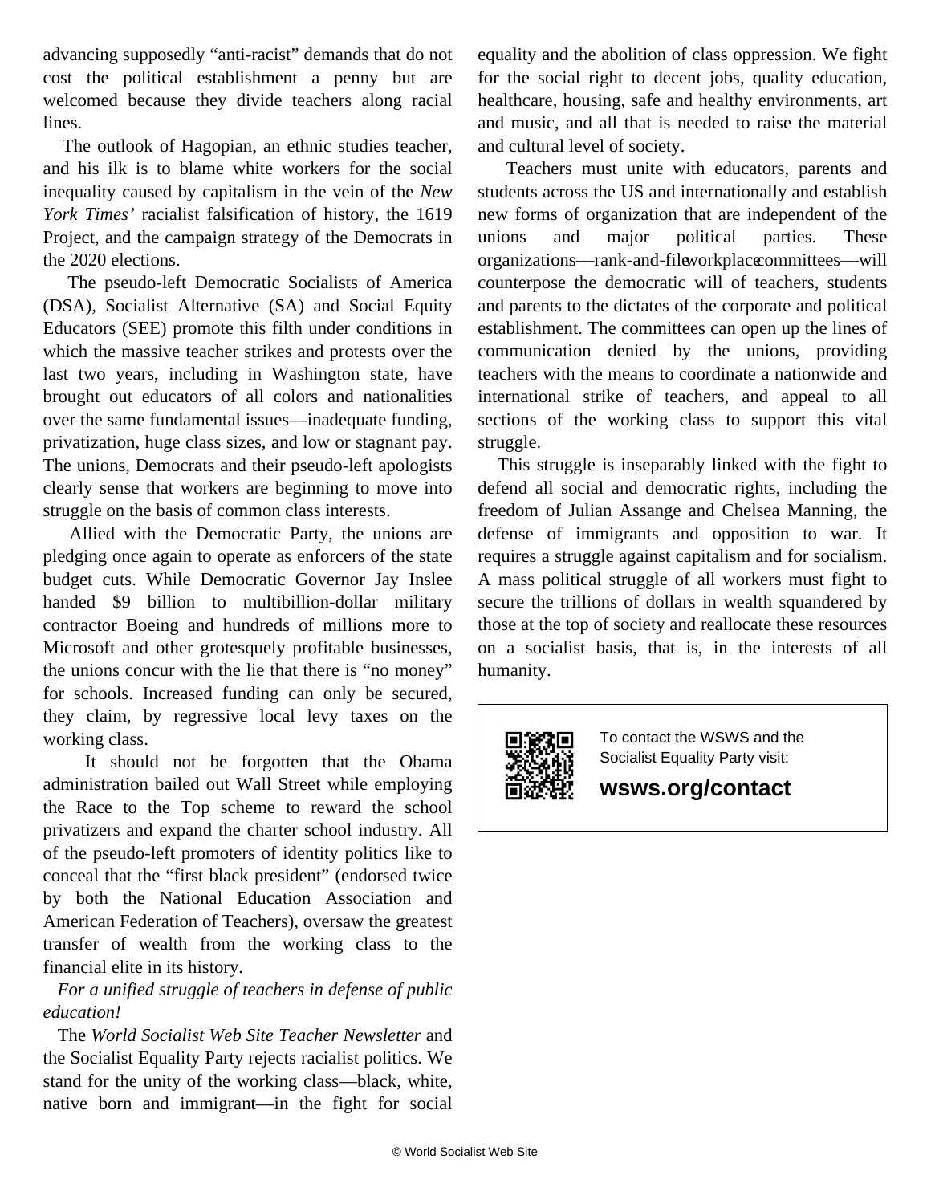advancing supposedly "anti-racist" demands that do not cost the political establishment a penny but are welcomed because they divide teachers along racial lines.

The outlook of Hagopian, an ethnic studies teacher, and his ilk is to blame white workers for the social inequality caused by capitalism in the vein of the *New York Times'* racialist falsification of history, the 1619 Project, and the campaign strategy of the Democrats in the 2020 elections.

The pseudo-left Democratic Socialists of America (DSA), Socialist Alternative (SA) and Social Equity Educators (SEE) promote this filth under conditions in which the massive teacher strikes and protests over the last two years, including in Washington state, have brought out educators of all colors and nationalities over the same fundamental issues—inadequate funding, privatization, huge class sizes, and low or stagnant pay. The unions, Democrats and their pseudo-left apologists clearly sense that workers are beginning to move into struggle on the basis of common class interests.

Allied with the Democratic Party, the unions are pledging once again to operate as enforcers of the state budget cuts. While Democratic Governor Jay Inslee handed $9 billion to multibillion-dollar military contractor Boeing and hundreds of millions more to Microsoft and other grotesquely profitable businesses, the unions concur with the lie that there is "no money" for schools. Increased funding can only be secured, they claim, by regressive local levy taxes on the working class.

It should not be forgotten that the Obama administration bailed out Wall Street while employing the Race to the Top scheme to reward the school privatizers and expand the charter school industry. All of the pseudo-left promoters of identity politics like to conceal that the "first black president" (endorsed twice by both the National Education Association and American Federation of Teachers), oversaw the greatest transfer of wealth from the working class to the financial elite in its history.

*For a unified struggle of teachers in defense of public education!*

The *World Socialist Web Site Teacher Newsletter* and the Socialist Equality Party rejects racialist politics. We stand for the unity of the working class—black, white, native born and immigrant—in the fight for social equality and the abolition of class oppression. We fight for the social right to decent jobs, quality education, healthcare, housing, safe and healthy environments, art and music, and all that is needed to raise the material and cultural level of society.

Teachers must unite with educators, parents and students across the US and internationally and establish new forms of organization that are independent of the unions and major political parties. These organizations—rank-and-file workplace committees—will counterpose the democratic will of teachers, students and parents to the dictates of the corporate and political establishment. The committees can open up the lines of communication denied by the unions, providing teachers with the means to coordinate a nationwide and international strike of teachers, and appeal to all sections of the working class to support this vital struggle.

This struggle is inseparably linked with the fight to defend all social and democratic rights, including the freedom of Julian Assange and Chelsea Manning, the defense of immigrants and opposition to war. It requires a struggle against capitalism and for socialism. A mass political struggle of all workers must fight to secure the trillions of dollars in wealth squandered by those at the top of society and reallocate these resources on a socialist basis, that is, in the interests of all humanity.

To contact the WSWS and the Socialist Equality Party visit:

**wsws.org/contact**